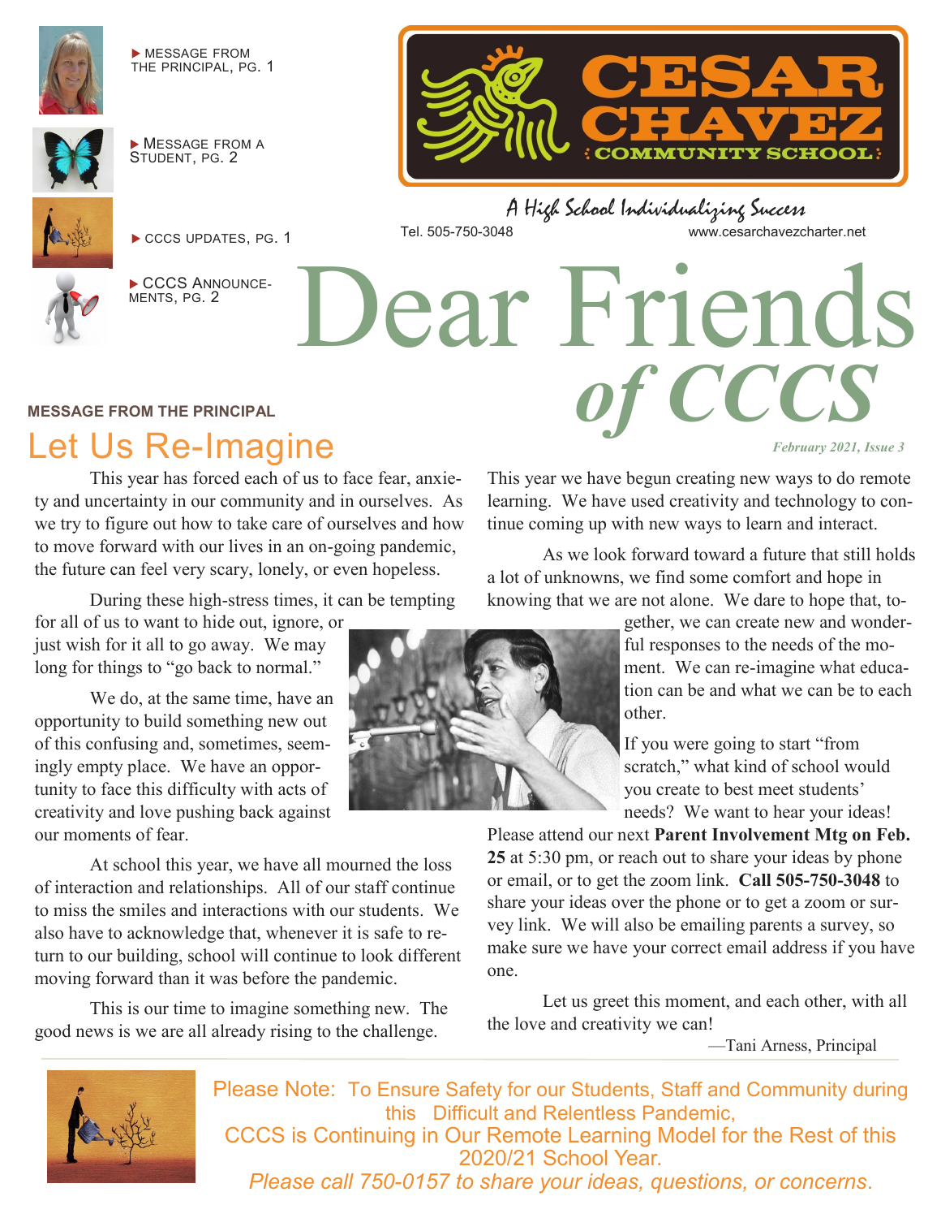▶ MESSAGE FROM THE PRINCIPAL, PG. 1

▶ MESSAGE FROM A STUDENT, PG. 2

▶ CCCS UPDATES, PG. 1

▶ CCCS ANNOUNCEMENTS, PG. 2

CESAR CHAVEZ COMMUNITY SCHOOL

*A High School Individualizing Success*

Tel. 505-750-3048 www.cesarchavezcharter.net

# Dear Friends *of CCCS*

*February 2021, Issue 3*

**MESSAGE FROM THE PRINCIPAL**

## Let Us Re-Imagine

This year has forced each of us to face fear, anxiety and uncertainty in our community and in ourselves. As we try to figure out how to take care of ourselves and how to move forward with our lives in an on-going pandemic, the future can feel very scary, lonely, or even hopeless.

During these high-stress times, it can be tempting for all of us to want to hide out, ignore, or just wish for it all to go away. We may long for things to "go back to normal."

We do, at the same time, have an opportunity to build something new out of this confusing and, sometimes, seemingly empty place. We have an opportunity to face this difficulty with acts of creativity and love pushing back against our moments of fear.

At school this year, we have all mourned the loss of interaction and relationships. All of our staff continue to miss the smiles and interactions with our students. We also have to acknowledge that, whenever it is safe to return to our building, school will continue to look different moving forward than it was before the pandemic.

This is our time to imagine something new. The good news is we are all already rising to the challenge. This year we have begun creating new ways to do remote learning. We have used creativity and technology to continue coming up with new ways to learn and interact.

As we look forward toward a future that still holds a lot of unknowns, we find some comfort and hope in knowing that we are not alone. We dare to hope that, together, we can create new and wonderful responses to the needs of the moment. We can re-imagine what education can be and what we can be to each other.

If you were going to start "from scratch," what kind of school would you create to best meet students' needs? We want to hear your ideas! Please attend our next **Parent Involvement Mtg on Feb. 25** at 5:30 pm, or reach out to share your ideas by phone or email, or to get the zoom link. **Call 505-750-3048** to share your ideas over the phone or to get a zoom or survey link. We will also be emailing parents a survey, so make sure we have your correct email address if you have one.

Let us greet this moment, and each other, with all the love and creativity we can!

—Tani Arness, Principal

Please Note: To Ensure Safety for our Students, Staff and Community during this Difficult and Relentless Pandemic, CCCS is Continuing in Our Remote Learning Model for the Rest of this 2020/21 School Year.

*Please call 750-0157 to share your ideas, questions, or concerns.*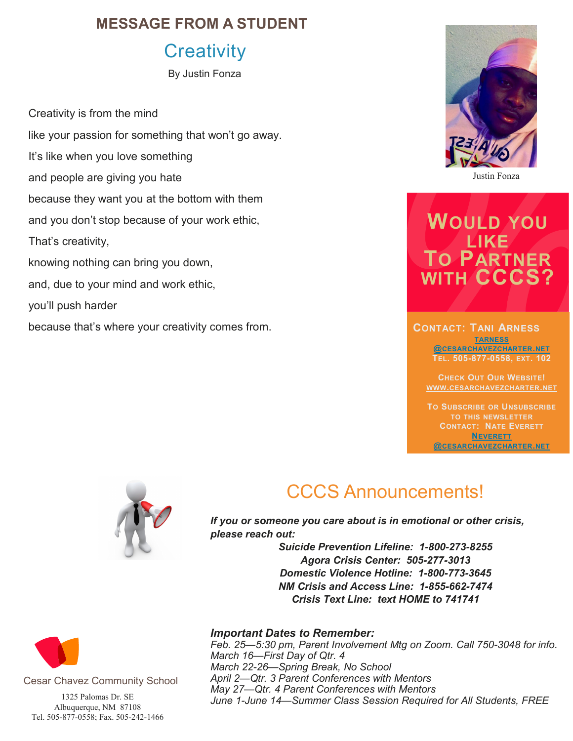## MESSAGE FROM A STUDENT

### Creativity

By Justin Fonza

Creativity is from the mind

like your passion for something that won't go away.

It's like when you love something

and people are giving you hate

because they want you at the bottom with them

and you don't stop because of your work ethic,

That's creativity,

knowing nothing can bring you down,

and, due to your mind and work ethic,

you'll push harder

because that's where your creativity comes from.

Justin Fonza

## Would you like To Partner with CCCS?

Contact: Tani Arness
tarness@cesarchavezcharter.net
Tel. 505-877-0558, ext. 102

Check Out Our Website!
www.cesarchavezcharter.net

To Subscribe or Unsubscribe to this newsletter
Contact: Nate Everett
neverett@cesarchavezcharter.net

## CCCS Announcements!

***If you or someone you care about is in emotional or other crisis, please reach out:***

***Suicide Prevention Lifeline: 1-800-273-8255***
***Agora Crisis Center: 505-277-3013***
***Domestic Violence Hotline: 1-800-773-3645***
***NM Crisis and Access Line: 1-855-662-7474***
***Crisis Text Line: text HOME to 741741***

***Important Dates to Remember:***

*Feb. 25—5:30 pm, Parent Involvement Mtg on Zoom. Call 750-3048 for info.*
*March 16—First Day of Qtr. 4*
*March 22-26—Spring Break, No School*
*April 2—Qtr. 3 Parent Conferences with Mentors*
*May 27—Qtr. 4 Parent Conferences with Mentors*
*June 1-June 14—Summer Class Session Required for All Students, FREE*

Cesar Chavez Community School
1325 Palomas Dr. SE
Albuquerque, NM 87108
Tel. 505-877-0558; Fax. 505-242-1466